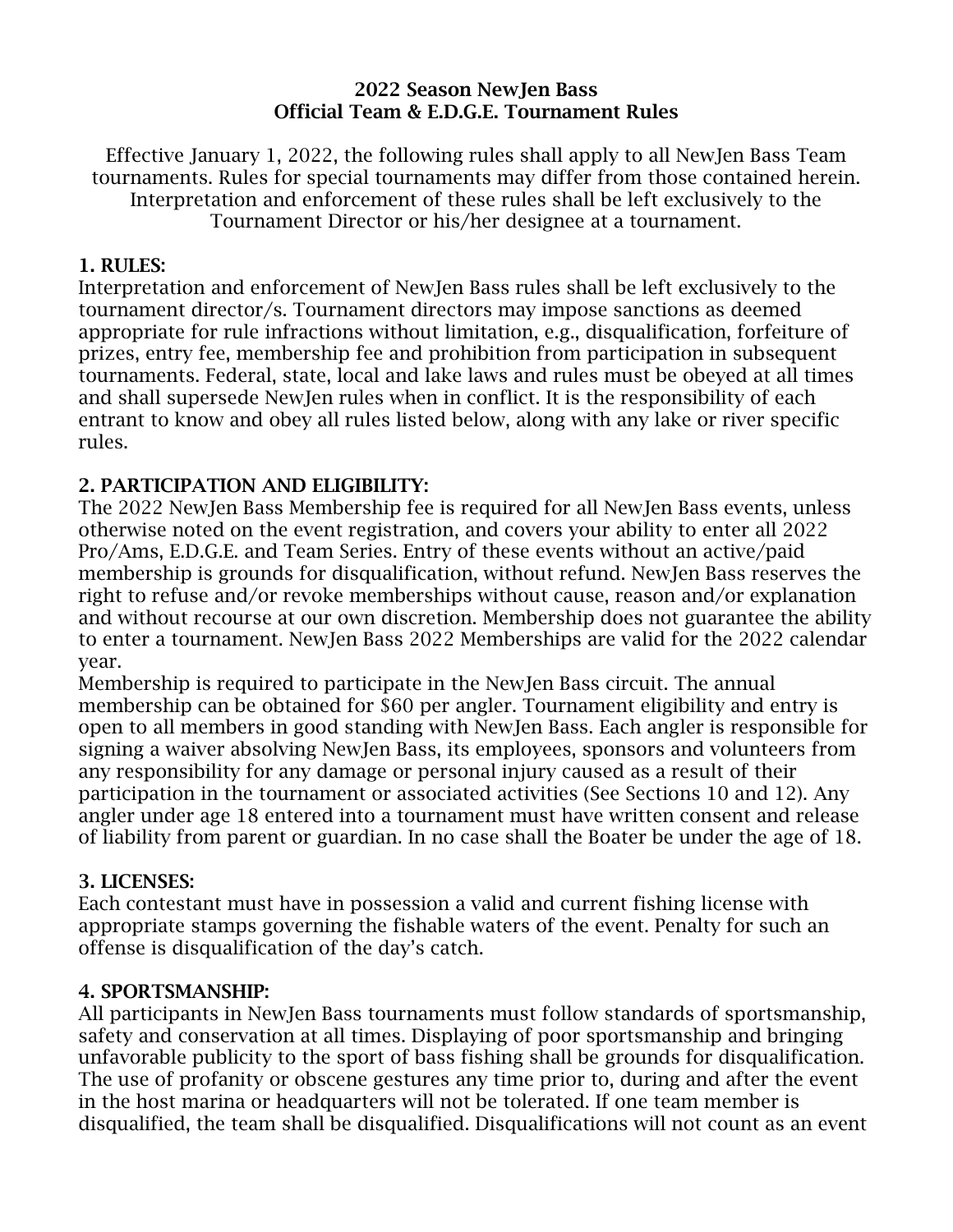# 2022 Season NewJen Bass
# Official Team & E.D.G.E. Tournament Rules

Effective January 1, 2022, the following rules shall apply to all NewJen Bass Team tournaments. Rules for special tournaments may differ from those contained herein. Interpretation and enforcement of these rules shall be left exclusively to the Tournament Director or his/her designee at a tournament.

## 1. RULES:

Interpretation and enforcement of NewJen Bass rules shall be left exclusively to the tournament director/s. Tournament directors may impose sanctions as deemed appropriate for rule infractions without limitation, e.g., disqualification, forfeiture of prizes, entry fee, membership fee and prohibition from participation in subsequent tournaments. Federal, state, local and lake laws and rules must be obeyed at all times and shall supersede NewJen rules when in conflict. It is the responsibility of each entrant to know and obey all rules listed below, along with any lake or river specific rules.

## 2. PARTICIPATION AND ELIGIBILITY:

The 2022 NewJen Bass Membership fee is required for all NewJen Bass events, unless otherwise noted on the event registration, and covers your ability to enter all 2022 Pro/Ams, E.D.G.E. and Team Series. Entry of these events without an active/paid membership is grounds for disqualification, without refund. NewJen Bass reserves the right to refuse and/or revoke memberships without cause, reason and/or explanation and without recourse at our own discretion. Membership does not guarantee the ability to enter a tournament. NewJen Bass 2022 Memberships are valid for the 2022 calendar year.

Membership is required to participate in the NewJen Bass circuit. The annual membership can be obtained for $60 per angler. Tournament eligibility and entry is open to all members in good standing with NewJen Bass. Each angler is responsible for signing a waiver absolving NewJen Bass, its employees, sponsors and volunteers from any responsibility for any damage or personal injury caused as a result of their participation in the tournament or associated activities (See Sections 10 and 12). Any angler under age 18 entered into a tournament must have written consent and release of liability from parent or guardian. In no case shall the Boater be under the age of 18.

## 3. LICENSES:

Each contestant must have in possession a valid and current fishing license with appropriate stamps governing the fishable waters of the event. Penalty for such an offense is disqualification of the day's catch.

## 4. SPORTSMANSHIP:

All participants in NewJen Bass tournaments must follow standards of sportsmanship, safety and conservation at all times. Displaying of poor sportsmanship and bringing unfavorable publicity to the sport of bass fishing shall be grounds for disqualification. The use of profanity or obscene gestures any time prior to, during and after the event in the host marina or headquarters will not be tolerated. If one team member is disqualified, the team shall be disqualified. Disqualifications will not count as an event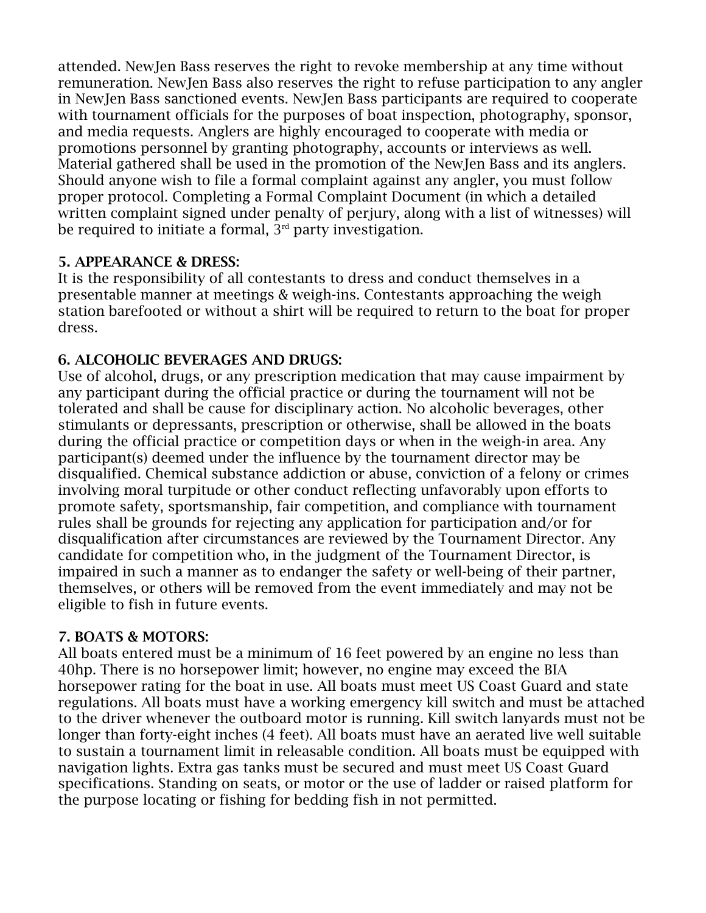attended. NewJen Bass reserves the right to revoke membership at any time without remuneration. NewJen Bass also reserves the right to refuse participation to any angler in NewJen Bass sanctioned events. NewJen Bass participants are required to cooperate with tournament officials for the purposes of boat inspection, photography, sponsor, and media requests. Anglers are highly encouraged to cooperate with media or promotions personnel by granting photography, accounts or interviews as well. Material gathered shall be used in the promotion of the NewJen Bass and its anglers. Should anyone wish to file a formal complaint against any angler, you must follow proper protocol. Completing a Formal Complaint Document (in which a detailed written complaint signed under penalty of perjury, along with a list of witnesses) will be required to initiate a formal, 3rd party investigation.

### 5. APPEARANCE & DRESS:

It is the responsibility of all contestants to dress and conduct themselves in a presentable manner at meetings & weigh-ins. Contestants approaching the weigh station barefooted or without a shirt will be required to return to the boat for proper dress.

### 6. ALCOHOLIC BEVERAGES AND DRUGS:

Use of alcohol, drugs, or any prescription medication that may cause impairment by any participant during the official practice or during the tournament will not be tolerated and shall be cause for disciplinary action. No alcoholic beverages, other stimulants or depressants, prescription or otherwise, shall be allowed in the boats during the official practice or competition days or when in the weigh-in area. Any participant(s) deemed under the influence by the tournament director may be disqualified. Chemical substance addiction or abuse, conviction of a felony or crimes involving moral turpitude or other conduct reflecting unfavorably upon efforts to promote safety, sportsmanship, fair competition, and compliance with tournament rules shall be grounds for rejecting any application for participation and/or for disqualification after circumstances are reviewed by the Tournament Director. Any candidate for competition who, in the judgment of the Tournament Director, is impaired in such a manner as to endanger the safety or well-being of their partner, themselves, or others will be removed from the event immediately and may not be eligible to fish in future events.

### 7. BOATS & MOTORS:

All boats entered must be a minimum of 16 feet powered by an engine no less than 40hp. There is no horsepower limit; however, no engine may exceed the BIA horsepower rating for the boat in use. All boats must meet US Coast Guard and state regulations. All boats must have a working emergency kill switch and must be attached to the driver whenever the outboard motor is running. Kill switch lanyards must not be longer than forty-eight inches (4 feet). All boats must have an aerated live well suitable to sustain a tournament limit in releasable condition. All boats must be equipped with navigation lights. Extra gas tanks must be secured and must meet US Coast Guard specifications. Standing on seats, or motor or the use of ladder or raised platform for the purpose locating or fishing for bedding fish in not permitted.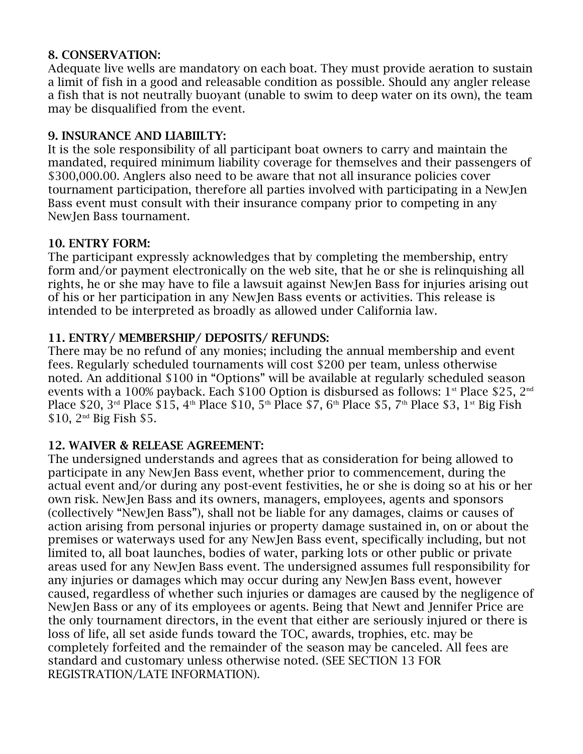**8. CONSERVATION:**

Adequate live wells are mandatory on each boat. They must provide aeration to sustain a limit of fish in a good and releasable condition as possible. Should any angler release a fish that is not neutrally buoyant (unable to swim to deep water on its own), the team may be disqualified from the event.

**9. INSURANCE AND LIABIILTY:**

It is the sole responsibility of all participant boat owners to carry and maintain the mandated, required minimum liability coverage for themselves and their passengers of $300,000.00. Anglers also need to be aware that not all insurance policies cover tournament participation, therefore all parties involved with participating in a NewJen Bass event must consult with their insurance company prior to competing in any NewJen Bass tournament.

**10. ENTRY FORM:**

The participant expressly acknowledges that by completing the membership, entry form and/or payment electronically on the web site, that he or she is relinquishing all rights, he or she may have to file a lawsuit against NewJen Bass for injuries arising out of his or her participation in any NewJen Bass events or activities. This release is intended to be interpreted as broadly as allowed under California law.

**11. ENTRY/ MEMBERSHIP/ DEPOSITS/ REFUNDS:**

There may be no refund of any monies; including the annual membership and event fees. Regularly scheduled tournaments will cost $200 per team, unless otherwise noted. An additional $100 in "Options" will be available at regularly scheduled season events with a 100% payback. Each $100 Option is disbursed as follows: 1st Place $25, 2nd Place $20, 3rd Place $15, 4th Place $10, 5th Place $7, 6th Place $5, 7th Place $3, 1st Big Fish $10, 2nd Big Fish $5.

**12. WAIVER & RELEASE AGREEMENT:**

The undersigned understands and agrees that as consideration for being allowed to participate in any NewJen Bass event, whether prior to commencement, during the actual event and/or during any post-event festivities, he or she is doing so at his or her own risk. NewJen Bass and its owners, managers, employees, agents and sponsors (collectively "NewJen Bass"), shall not be liable for any damages, claims or causes of action arising from personal injuries or property damage sustained in, on or about the premises or waterways used for any NewJen Bass event, specifically including, but not limited to, all boat launches, bodies of water, parking lots or other public or private areas used for any NewJen Bass event. The undersigned assumes full responsibility for any injuries or damages which may occur during any NewJen Bass event, however caused, regardless of whether such injuries or damages are caused by the negligence of NewJen Bass or any of its employees or agents. Being that Newt and Jennifer Price are the only tournament directors, in the event that either are seriously injured or there is loss of life, all set aside funds toward the TOC, awards, trophies, etc. may be completely forfeited and the remainder of the season may be canceled. All fees are standard and customary unless otherwise noted. (SEE SECTION 13 FOR REGISTRATION/LATE INFORMATION).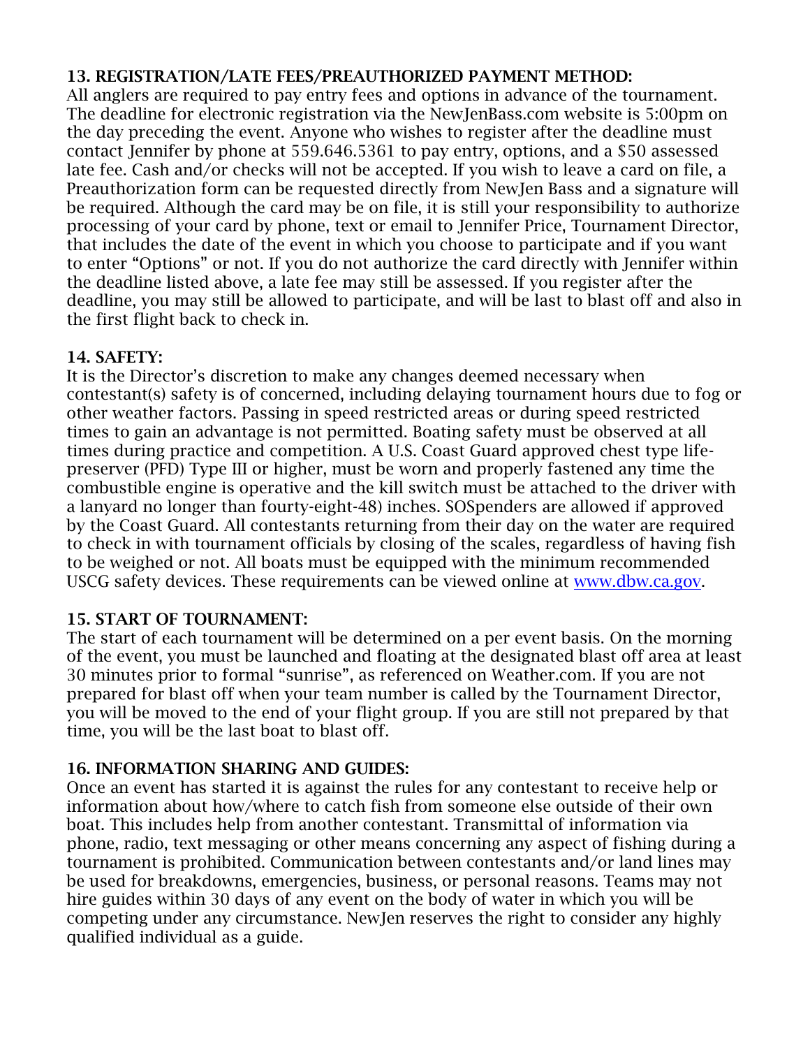**13. REGISTRATION/LATE FEES/PREAUTHORIZED PAYMENT METHOD:**
All anglers are required to pay entry fees and options in advance of the tournament. The deadline for electronic registration via the NewJenBass.com website is 5:00pm on the day preceding the event. Anyone who wishes to register after the deadline must contact Jennifer by phone at 559.646.5361 to pay entry, options, and a $50 assessed late fee. Cash and/or checks will not be accepted. If you wish to leave a card on file, a Preauthorization form can be requested directly from NewJen Bass and a signature will be required. Although the card may be on file, it is still your responsibility to authorize processing of your card by phone, text or email to Jennifer Price, Tournament Director, that includes the date of the event in which you choose to participate and if you want to enter "Options" or not. If you do not authorize the card directly with Jennifer within the deadline listed above, a late fee may still be assessed. If you register after the deadline, you may still be allowed to participate, and will be last to blast off and also in the first flight back to check in.

**14. SAFETY:**
It is the Director's discretion to make any changes deemed necessary when contestant(s) safety is of concerned, including delaying tournament hours due to fog or other weather factors. Passing in speed restricted areas or during speed restricted times to gain an advantage is not permitted. Boating safety must be observed at all times during practice and competition. A U.S. Coast Guard approved chest type life-preserver (PFD) Type III or higher, must be worn and properly fastened any time the combustible engine is operative and the kill switch must be attached to the driver with a lanyard no longer than fourty-eight-48) inches. SOSpenders are allowed if approved by the Coast Guard. All contestants returning from their day on the water are required to check in with tournament officials by closing of the scales, regardless of having fish to be weighed or not. All boats must be equipped with the minimum recommended USCG safety devices. These requirements can be viewed online at [www.dbw.ca.gov](http://www.dbw.ca.gov).

**15. START OF TOURNAMENT:**
The start of each tournament will be determined on a per event basis. On the morning of the event, you must be launched and floating at the designated blast off area at least 30 minutes prior to formal "sunrise", as referenced on Weather.com. If you are not prepared for blast off when your team number is called by the Tournament Director, you will be moved to the end of your flight group. If you are still not prepared by that time, you will be the last boat to blast off.

**16. INFORMATION SHARING AND GUIDES:**
Once an event has started it is against the rules for any contestant to receive help or information about how/where to catch fish from someone else outside of their own boat. This includes help from another contestant. Transmittal of information via phone, radio, text messaging or other means concerning any aspect of fishing during a tournament is prohibited. Communication between contestants and/or land lines may be used for breakdowns, emergencies, business, or personal reasons. Teams may not hire guides within 30 days of any event on the body of water in which you will be competing under any circumstance. NewJen reserves the right to consider any highly qualified individual as a guide.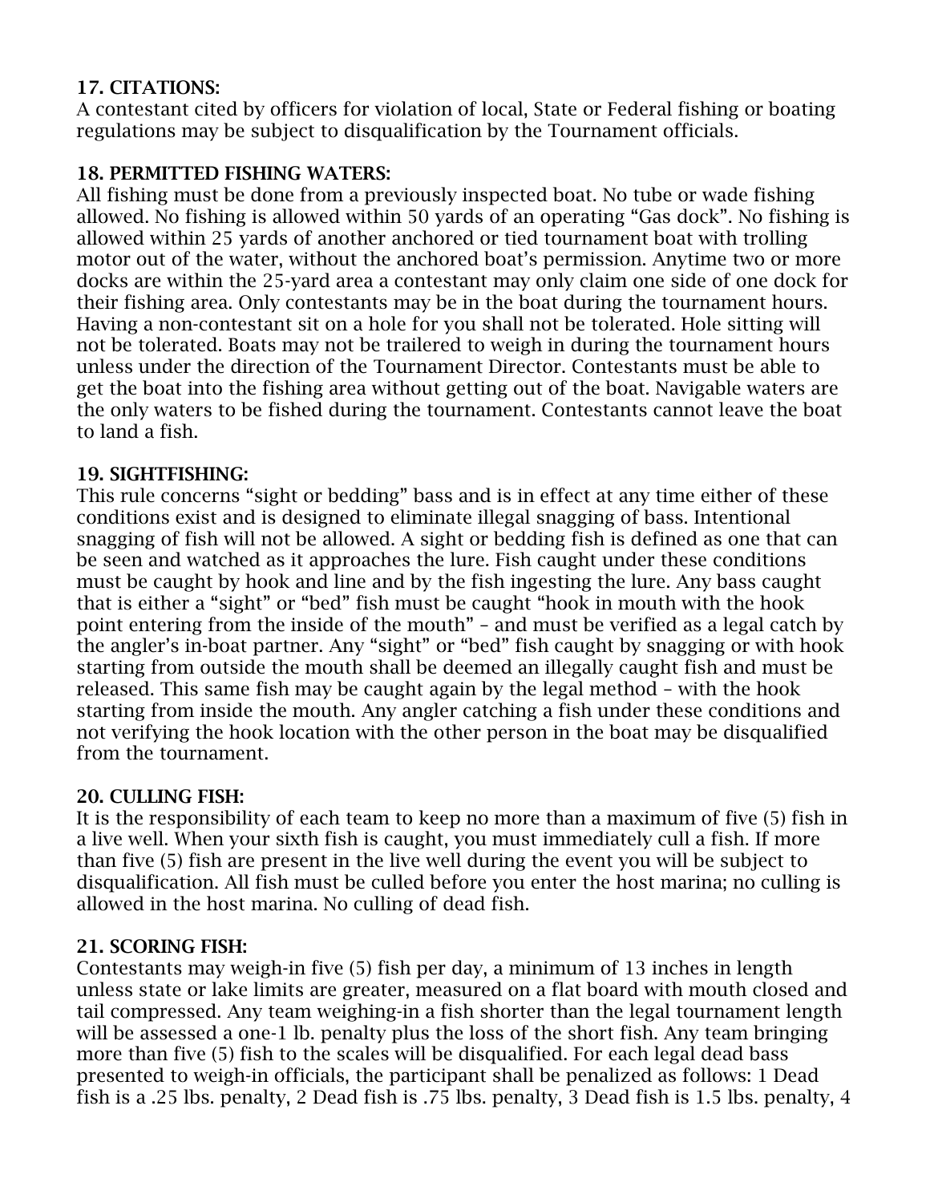### 17. CITATIONS:

A contestant cited by officers for violation of local, State or Federal fishing or boating regulations may be subject to disqualification by the Tournament officials.

### 18. PERMITTED FISHING WATERS:

All fishing must be done from a previously inspected boat. No tube or wade fishing allowed. No fishing is allowed within 50 yards of an operating "Gas dock". No fishing is allowed within 25 yards of another anchored or tied tournament boat with trolling motor out of the water, without the anchored boat's permission. Anytime two or more docks are within the 25-yard area a contestant may only claim one side of one dock for their fishing area. Only contestants may be in the boat during the tournament hours. Having a non-contestant sit on a hole for you shall not be tolerated. Hole sitting will not be tolerated. Boats may not be trailered to weigh in during the tournament hours unless under the direction of the Tournament Director. Contestants must be able to get the boat into the fishing area without getting out of the boat. Navigable waters are the only waters to be fished during the tournament. Contestants cannot leave the boat to land a fish.

### 19. SIGHTFISHING:

This rule concerns "sight or bedding" bass and is in effect at any time either of these conditions exist and is designed to eliminate illegal snagging of bass. Intentional snagging of fish will not be allowed. A sight or bedding fish is defined as one that can be seen and watched as it approaches the lure. Fish caught under these conditions must be caught by hook and line and by the fish ingesting the lure. Any bass caught that is either a "sight" or "bed" fish must be caught "hook in mouth with the hook point entering from the inside of the mouth" – and must be verified as a legal catch by the angler's in-boat partner. Any "sight" or "bed" fish caught by snagging or with hook starting from outside the mouth shall be deemed an illegally caught fish and must be released. This same fish may be caught again by the legal method – with the hook starting from inside the mouth. Any angler catching a fish under these conditions and not verifying the hook location with the other person in the boat may be disqualified from the tournament.

### 20. CULLING FISH:

It is the responsibility of each team to keep no more than a maximum of five (5) fish in a live well. When your sixth fish is caught, you must immediately cull a fish. If more than five (5) fish are present in the live well during the event you will be subject to disqualification. All fish must be culled before you enter the host marina; no culling is allowed in the host marina. No culling of dead fish.

### 21. SCORING FISH:

Contestants may weigh-in five (5) fish per day, a minimum of 13 inches in length unless state or lake limits are greater, measured on a flat board with mouth closed and tail compressed. Any team weighing-in a fish shorter than the legal tournament length will be assessed a one-1 lb. penalty plus the loss of the short fish. Any team bringing more than five (5) fish to the scales will be disqualified. For each legal dead bass presented to weigh-in officials, the participant shall be penalized as follows: 1 Dead fish is a .25 lbs. penalty, 2 Dead fish is .75 lbs. penalty, 3 Dead fish is 1.5 lbs. penalty, 4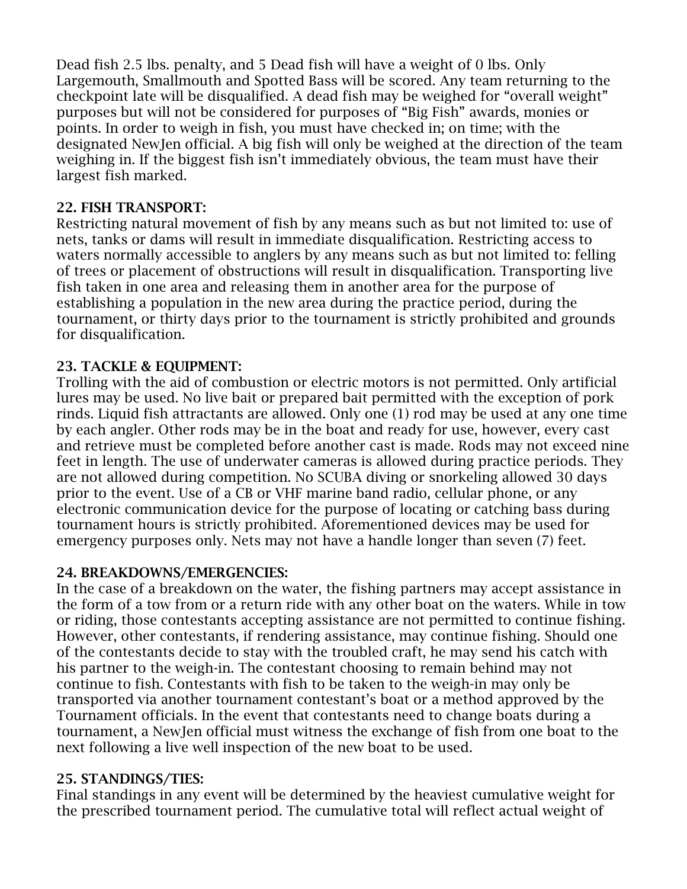Dead fish 2.5 lbs. penalty, and 5 Dead fish will have a weight of 0 lbs. Only Largemouth, Smallmouth and Spotted Bass will be scored. Any team returning to the checkpoint late will be disqualified. A dead fish may be weighed for "overall weight" purposes but will not be considered for purposes of "Big Fish" awards, monies or points. In order to weigh in fish, you must have checked in; on time; with the designated NewJen official. A big fish will only be weighed at the direction of the team weighing in. If the biggest fish isn't immediately obvious, the team must have their largest fish marked.

### 22. FISH TRANSPORT:

Restricting natural movement of fish by any means such as but not limited to: use of nets, tanks or dams will result in immediate disqualification. Restricting access to waters normally accessible to anglers by any means such as but not limited to: felling of trees or placement of obstructions will result in disqualification. Transporting live fish taken in one area and releasing them in another area for the purpose of establishing a population in the new area during the practice period, during the tournament, or thirty days prior to the tournament is strictly prohibited and grounds for disqualification.

### 23. TACKLE & EQUIPMENT:

Trolling with the aid of combustion or electric motors is not permitted. Only artificial lures may be used. No live bait or prepared bait permitted with the exception of pork rinds. Liquid fish attractants are allowed. Only one (1) rod may be used at any one time by each angler. Other rods may be in the boat and ready for use, however, every cast and retrieve must be completed before another cast is made. Rods may not exceed nine feet in length. The use of underwater cameras is allowed during practice periods. They are not allowed during competition. No SCUBA diving or snorkeling allowed 30 days prior to the event. Use of a CB or VHF marine band radio, cellular phone, or any electronic communication device for the purpose of locating or catching bass during tournament hours is strictly prohibited. Aforementioned devices may be used for emergency purposes only. Nets may not have a handle longer than seven (7) feet.

### 24. BREAKDOWNS/EMERGENCIES:

In the case of a breakdown on the water, the fishing partners may accept assistance in the form of a tow from or a return ride with any other boat on the waters. While in tow or riding, those contestants accepting assistance are not permitted to continue fishing. However, other contestants, if rendering assistance, may continue fishing. Should one of the contestants decide to stay with the troubled craft, he may send his catch with his partner to the weigh-in. The contestant choosing to remain behind may not continue to fish. Contestants with fish to be taken to the weigh-in may only be transported via another tournament contestant's boat or a method approved by the Tournament officials. In the event that contestants need to change boats during a tournament, a NewJen official must witness the exchange of fish from one boat to the next following a live well inspection of the new boat to be used.

### 25. STANDINGS/TIES:

Final standings in any event will be determined by the heaviest cumulative weight for the prescribed tournament period. The cumulative total will reflect actual weight of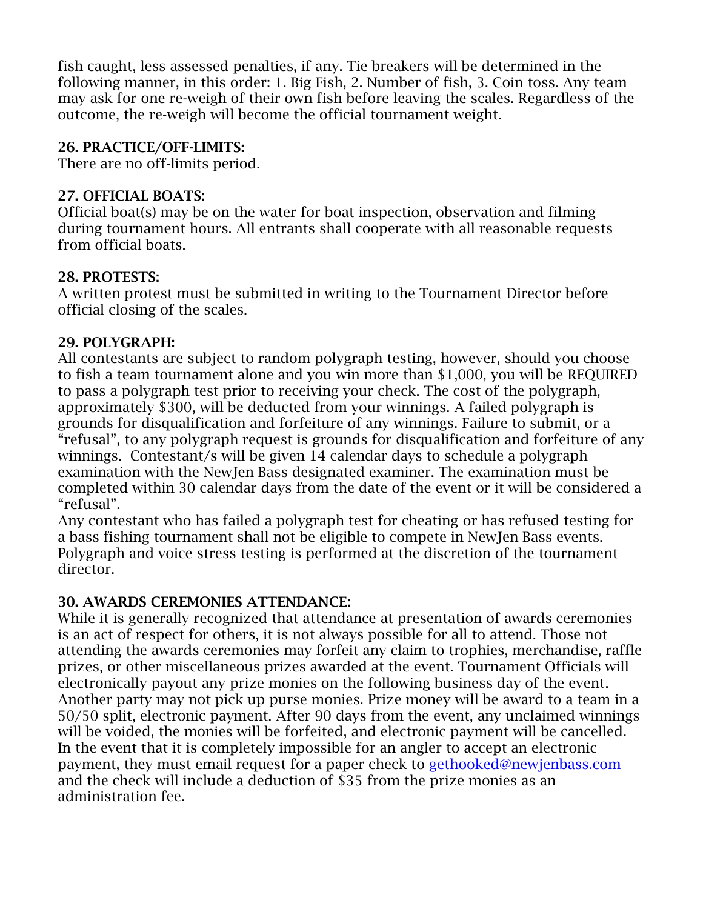fish caught, less assessed penalties, if any. Tie breakers will be determined in the following manner, in this order: 1. Big Fish, 2. Number of fish, 3. Coin toss. Any team may ask for one re-weigh of their own fish before leaving the scales. Regardless of the outcome, the re-weigh will become the official tournament weight.

**26. PRACTICE/OFF-LIMITS:**
There are no off-limits period.

**27. OFFICIAL BOATS:**
Official boat(s) may be on the water for boat inspection, observation and filming during tournament hours. All entrants shall cooperate with all reasonable requests from official boats.

**28. PROTESTS:**
A written protest must be submitted in writing to the Tournament Director before official closing of the scales.

**29. POLYGRAPH:**
All contestants are subject to random polygraph testing, however, should you choose to fish a team tournament alone and you win more than $1,000, you will be REQUIRED to pass a polygraph test prior to receiving your check. The cost of the polygraph, approximately $300, will be deducted from your winnings. A failed polygraph is grounds for disqualification and forfeiture of any winnings. Failure to submit, or a "refusal", to any polygraph request is grounds for disqualification and forfeiture of any winnings. Contestant/s will be given 14 calendar days to schedule a polygraph examination with the NewJen Bass designated examiner. The examination must be completed within 30 calendar days from the date of the event or it will be considered a "refusal".
Any contestant who has failed a polygraph test for cheating or has refused testing for a bass fishing tournament shall not be eligible to compete in NewJen Bass events. Polygraph and voice stress testing is performed at the discretion of the tournament director.

**30. AWARDS CEREMONIES ATTENDANCE:**
While it is generally recognized that attendance at presentation of awards ceremonies is an act of respect for others, it is not always possible for all to attend. Those not attending the awards ceremonies may forfeit any claim to trophies, merchandise, raffle prizes, or other miscellaneous prizes awarded at the event. Tournament Officials will electronically payout any prize monies on the following business day of the event. Another party may not pick up purse monies. Prize money will be award to a team in a 50/50 split, electronic payment. After 90 days from the event, any unclaimed winnings will be voided, the monies will be forfeited, and electronic payment will be cancelled. In the event that it is completely impossible for an angler to accept an electronic payment, they must email request for a paper check to gethooked@newjenbass.com and the check will include a deduction of $35 from the prize monies as an administration fee.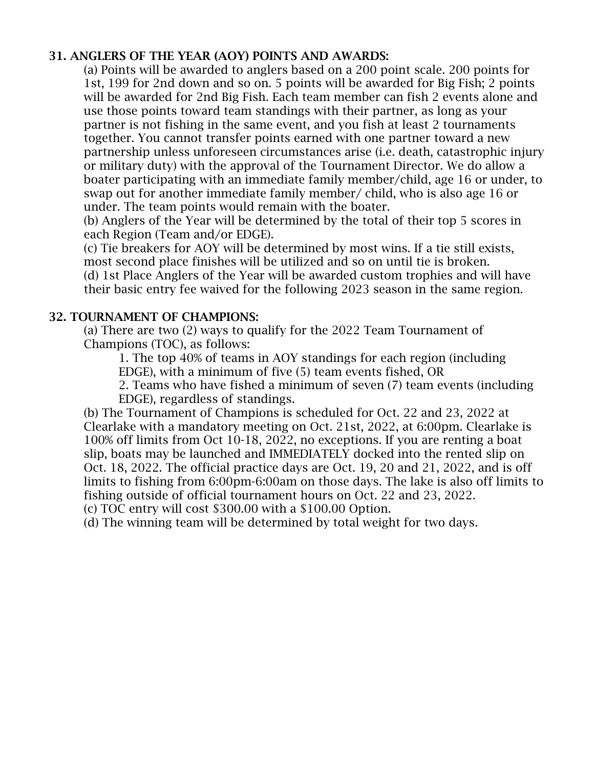### 31. ANGLERS OF THE YEAR (AOY) POINTS AND AWARDS:

(a) Points will be awarded to anglers based on a 200 point scale. 200 points for 1st, 199 for 2nd down and so on. 5 points will be awarded for Big Fish; 2 points will be awarded for 2nd Big Fish. Each team member can fish 2 events alone and use those points toward team standings with their partner, as long as your partner is not fishing in the same event, and you fish at least 2 tournaments together. You cannot transfer points earned with one partner toward a new partnership unless unforeseen circumstances arise (i.e. death, catastrophic injury or military duty) with the approval of the Tournament Director. We do allow a boater participating with an immediate family member/child, age 16 or under, to swap out for another immediate family member/ child, who is also age 16 or under. The team points would remain with the boater.

(b) Anglers of the Year will be determined by the total of their top 5 scores in each Region (Team and/or EDGE).

(c) Tie breakers for AOY will be determined by most wins. If a tie still exists, most second place finishes will be utilized and so on until tie is broken.

(d) 1st Place Anglers of the Year will be awarded custom trophies and will have their basic entry fee waived for the following 2023 season in the same region.

### 32. TOURNAMENT OF CHAMPIONS:

(a) There are two (2) ways to qualify for the 2022 Team Tournament of Champions (TOC), as follows:

1. The top 40% of teams in AOY standings for each region (including EDGE), with a minimum of five (5) team events fished, OR
2. Teams who have fished a minimum of seven (7) team events (including EDGE), regardless of standings.

(b) The Tournament of Champions is scheduled for Oct. 22 and 23, 2022 at Clearlake with a mandatory meeting on Oct. 21st, 2022, at 6:00pm. Clearlake is 100% off limits from Oct 10-18, 2022, no exceptions. If you are renting a boat slip, boats may be launched and IMMEDIATELY docked into the rented slip on Oct. 18, 2022. The official practice days are Oct. 19, 20 and 21, 2022, and is off limits to fishing from 6:00pm-6:00am on those days. The lake is also off limits to fishing outside of official tournament hours on Oct. 22 and 23, 2022.

(c) TOC entry will cost $300.00 with a $100.00 Option.

(d) The winning team will be determined by total weight for two days.